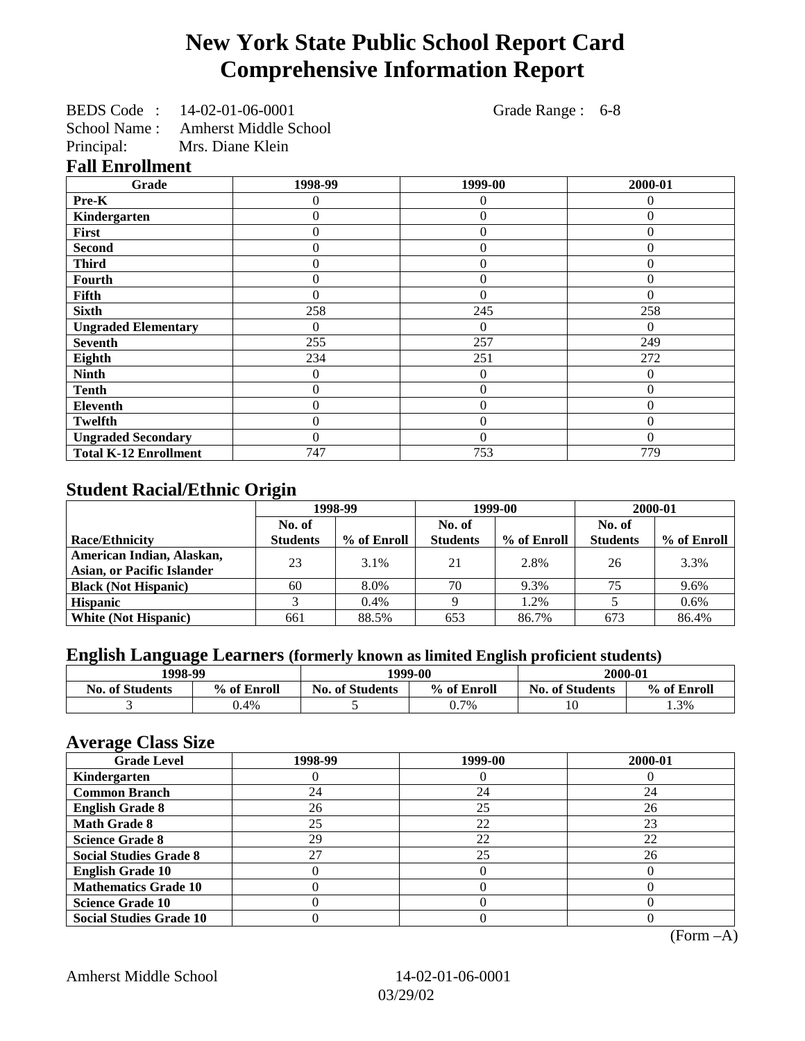# New York State Public School Report Card
# Comprehensive Information Report

BEDS Code : 14-02-01-06-0001 Grade Range : 6-8
School Name : Amherst Middle School
Principal: Mrs. Diane Klein

## Fall Enrollment

| Grade | 1998-99 | 1999-00 | 2000-01 |
|---|---|---|---|
| Pre-K | 0 | 0 | 0 |
| Kindergarten | 0 | 0 | 0 |
| First | 0 | 0 | 0 |
| Second | 0 | 0 | 0 |
| Third | 0 | 0 | 0 |
| Fourth | 0 | 0 | 0 |
| Fifth | 0 | 0 | 0 |
| Sixth | 258 | 245 | 258 |
| Ungraded Elementary | 0 | 0 | 0 |
| Seventh | 255 | 257 | 249 |
| Eighth | 234 | 251 | 272 |
| Ninth | 0 | 0 | 0 |
| Tenth | 0 | 0 | 0 |
| Eleventh | 0 | 0 | 0 |
| Twelfth | 0 | 0 | 0 |
| Ungraded Secondary | 0 | 0 | 0 |
| Total K-12 Enrollment | 747 | 753 | 779 |

## Student Racial/Ethnic Origin

| | 1998-99 | | 1999-00 | | 2000-01 | |
|---|---|---|---|---|---|---|
| Race/Ethnicity | No. of Students | % of Enroll | No. of Students | % of Enroll | No. of Students | % of Enroll |
| American Indian, Alaskan, Asian, or Pacific Islander | 23 | 3.1% | 21 | 2.8% | 26 | 3.3% |
| Black (Not Hispanic) | 60 | 8.0% | 70 | 9.3% | 75 | 9.6% |
| Hispanic | 3 | 0.4% | 9 | 1.2% | 5 | 0.6% |
| White (Not Hispanic) | 661 | 88.5% | 653 | 86.7% | 673 | 86.4% |

## English Language Learners (formerly known as limited English proficient students)

| 1998-99 | | 1999-00 | | 2000-01 | |
|---|---|---|---|---|---|
| No. of Students | % of Enroll | No. of Students | % of Enroll | No. of Students | % of Enroll |
| 3 | 0.4% | 5 | 0.7% | 10 | 1.3% |

## Average Class Size

| Grade Level | 1998-99 | 1999-00 | 2000-01 |
|---|---|---|---|
| Kindergarten | 0 | 0 | 0 |
| Common Branch | 24 | 24 | 24 |
| English Grade 8 | 26 | 25 | 26 |
| Math Grade 8 | 25 | 22 | 23 |
| Science Grade 8 | 29 | 22 | 22 |
| Social Studies Grade 8 | 27 | 25 | 26 |
| English Grade 10 | 0 | 0 | 0 |
| Mathematics Grade 10 | 0 | 0 | 0 |
| Science Grade 10 | 0 | 0 | 0 |
| Social Studies Grade 10 | 0 | 0 | 0 |

(Form –A)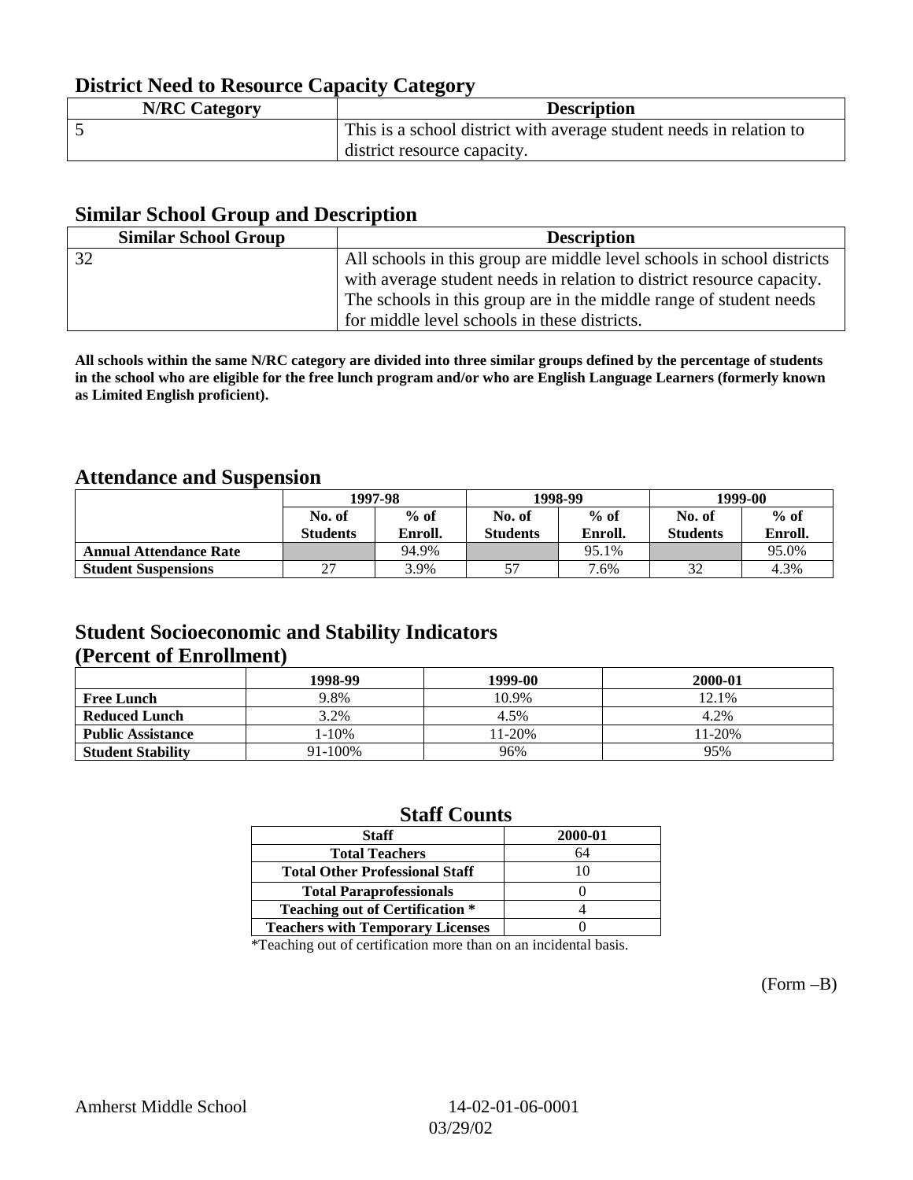## District Need to Resource Capacity Category

| N/RC Category | Description |
| --- | --- |
| 5 | This is a school district with average student needs in relation to district resource capacity. |

## Similar School Group and Description

| Similar School Group | Description |
| --- | --- |
| 32 | All schools in this group are middle level schools in school districts with average student needs in relation to district resource capacity. The schools in this group are in the middle range of student needs for middle level schools in these districts. |

**All schools within the same N/RC category are divided into three similar groups defined by the percentage of students in the school who are eligible for the free lunch program and/or who are English Language Learners (formerly known as Limited English proficient).**

## Attendance and Suspension

| | 1997-98 | | 1998-99 | | 1999-00 | |
| --- | --- | --- | --- | --- | --- | --- |
| | No. of Students | % of Enroll. | No. of Students | % of Enroll. | No. of Students | % of Enroll. |
| **Annual Attendance Rate** | | 94.9% | | 95.1% | | 95.0% |
| **Student Suspensions** | 27 | 3.9% | 57 | 7.6% | 32 | 4.3% |

## Student Socioeconomic and Stability Indicators (Percent of Enrollment)

| | 1998-99 | 1999-00 | 2000-01 |
| --- | --- | --- | --- |
| **Free Lunch** | 9.8% | 10.9% | 12.1% |
| **Reduced Lunch** | 3.2% | 4.5% | 4.2% |
| **Public Assistance** | 1-10% | 11-20% | 11-20% |
| **Student Stability** | 91-100% | 96% | 95% |

## Staff Counts

| Staff | 2000-01 |
| --- | --- |
| Total Teachers | 64 |
| Total Other Professional Staff | 10 |
| Total Paraprofessionals | 0 |
| Teaching out of Certification * | 4 |
| Teachers with Temporary Licenses | 0 |

*Teaching out of certification more than on an incidental basis.

(Form –B)

Amherst Middle School 14-02-01-06-0001

03/29/02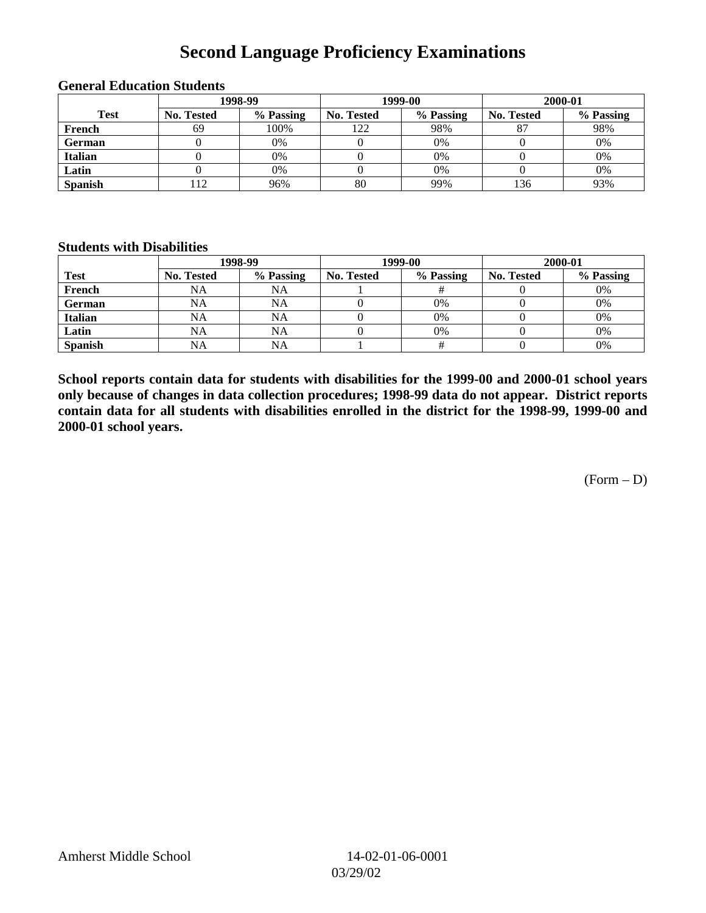# Second Language Proficiency Examinations

### General Education Students

| Test | 1998-99 | | 1999-00 | | 2000-01 | |
|---|---|---|---|---|---|---|
| | No. Tested | % Passing | No. Tested | % Passing | No. Tested | % Passing |
| French | 69 | 100% | 122 | 98% | 87 | 98% |
| German | 0 | 0% | 0 | 0% | 0 | 0% |
| Italian | 0 | 0% | 0 | 0% | 0 | 0% |
| Latin | 0 | 0% | 0 | 0% | 0 | 0% |
| Spanish | 112 | 96% | 80 | 99% | 136 | 93% |

### Students with Disabilities

| Test | 1998-99 | | 1999-00 | | 2000-01 | |
|---|---|---|---|---|---|---|
| | No. Tested | % Passing | No. Tested | % Passing | No. Tested | % Passing |
| French | NA | NA | 1 | # | 0 | 0% |
| German | NA | NA | 0 | 0% | 0 | 0% |
| Italian | NA | NA | 0 | 0% | 0 | 0% |
| Latin | NA | NA | 0 | 0% | 0 | 0% |
| Spanish | NA | NA | 1 | # | 0 | 0% |

**School reports contain data for students with disabilities for the 1999-00 and 2000-01 school years only because of changes in data collection procedures; 1998-99 data do not appear. District reports contain data for all students with disabilities enrolled in the district for the 1998-99, 1999-00 and 2000-01 school years.**

(Form – D)

Amherst Middle School 14-02-01-06-0001 03/29/02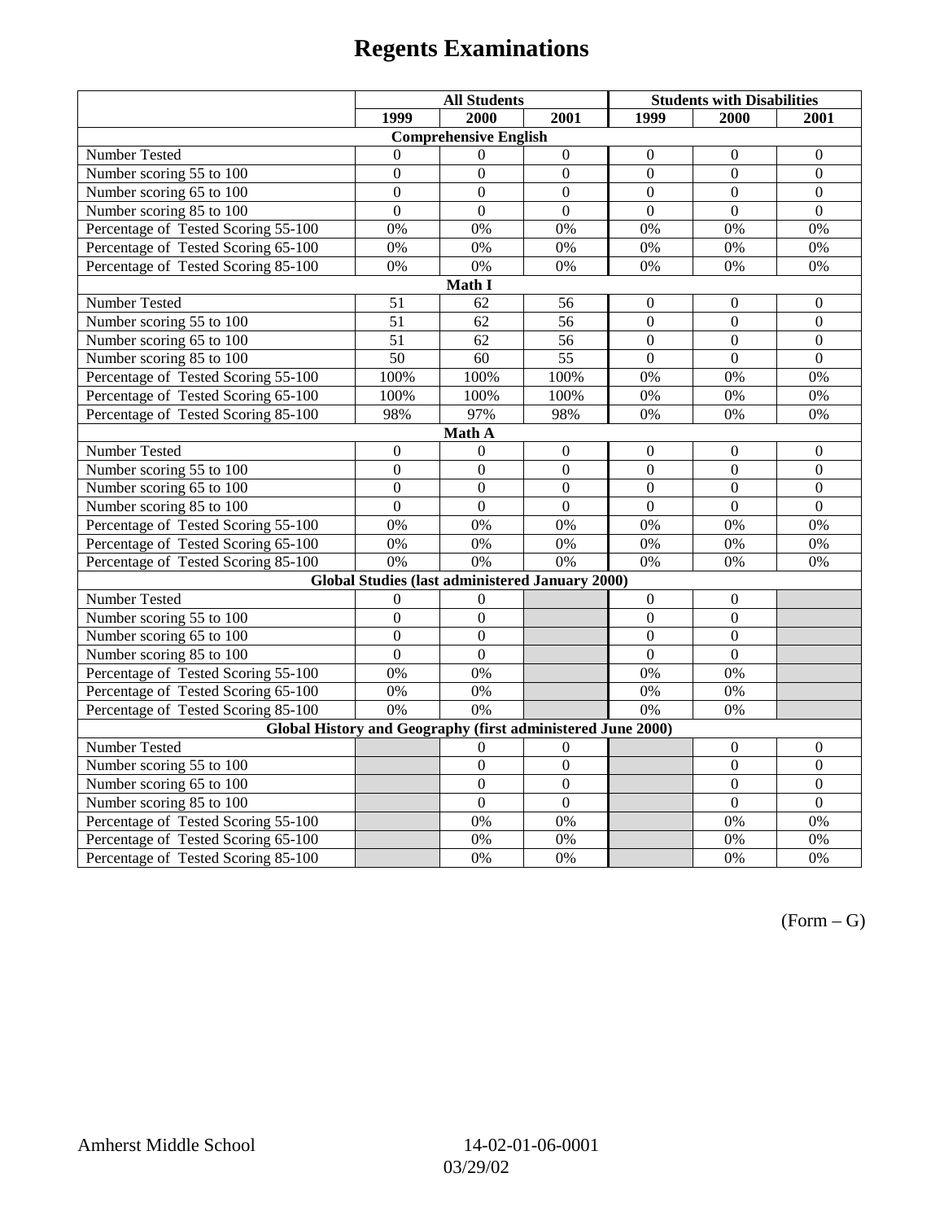# Regents Examinations

| | All Students | | | Students with Disabilities | | |
|---|---|---|---|---|---|---|
| | 1999 | 2000 | 2001 | 1999 | 2000 | 2001 |
| **Comprehensive English** | | | | | | |
| Number Tested | 0 | 0 | 0 | 0 | 0 | 0 |
| Number scoring 55 to 100 | 0 | 0 | 0 | 0 | 0 | 0 |
| Number scoring 65 to 100 | 0 | 0 | 0 | 0 | 0 | 0 |
| Number scoring 85 to 100 | 0 | 0 | 0 | 0 | 0 | 0 |
| Percentage of Tested Scoring 55-100 | 0% | 0% | 0% | 0% | 0% | 0% |
| Percentage of Tested Scoring 65-100 | 0% | 0% | 0% | 0% | 0% | 0% |
| Percentage of Tested Scoring 85-100 | 0% | 0% | 0% | 0% | 0% | 0% |
| **Math I** | | | | | | |
| Number Tested | 51 | 62 | 56 | 0 | 0 | 0 |
| Number scoring 55 to 100 | 51 | 62 | 56 | 0 | 0 | 0 |
| Number scoring 65 to 100 | 51 | 62 | 56 | 0 | 0 | 0 |
| Number scoring 85 to 100 | 50 | 60 | 55 | 0 | 0 | 0 |
| Percentage of Tested Scoring 55-100 | 100% | 100% | 100% | 0% | 0% | 0% |
| Percentage of Tested Scoring 65-100 | 100% | 100% | 100% | 0% | 0% | 0% |
| Percentage of Tested Scoring 85-100 | 98% | 97% | 98% | 0% | 0% | 0% |
| **Math A** | | | | | | |
| Number Tested | 0 | 0 | 0 | 0 | 0 | 0 |
| Number scoring 55 to 100 | 0 | 0 | 0 | 0 | 0 | 0 |
| Number scoring 65 to 100 | 0 | 0 | 0 | 0 | 0 | 0 |
| Number scoring 85 to 100 | 0 | 0 | 0 | 0 | 0 | 0 |
| Percentage of Tested Scoring 55-100 | 0% | 0% | 0% | 0% | 0% | 0% |
| Percentage of Tested Scoring 65-100 | 0% | 0% | 0% | 0% | 0% | 0% |
| Percentage of Tested Scoring 85-100 | 0% | 0% | 0% | 0% | 0% | 0% |
| **Global Studies (last administered January 2000)** | | | | | | |
| Number Tested | 0 | 0 | | 0 | 0 | |
| Number scoring 55 to 100 | 0 | 0 | | 0 | 0 | |
| Number scoring 65 to 100 | 0 | 0 | | 0 | 0 | |
| Number scoring 85 to 100 | 0 | 0 | | 0 | 0 | |
| Percentage of Tested Scoring 55-100 | 0% | 0% | | 0% | 0% | |
| Percentage of Tested Scoring 65-100 | 0% | 0% | | 0% | 0% | |
| Percentage of Tested Scoring 85-100 | 0% | 0% | | 0% | 0% | |
| **Global History and Geography (first administered June 2000)** | | | | | | |
| Number Tested | | 0 | 0 | | 0 | 0 |
| Number scoring 55 to 100 | | 0 | 0 | | 0 | 0 |
| Number scoring 65 to 100 | | 0 | 0 | | 0 | 0 |
| Number scoring 85 to 100 | | 0 | 0 | | 0 | 0 |
| Percentage of Tested Scoring 55-100 | | 0% | 0% | | 0% | 0% |
| Percentage of Tested Scoring 65-100 | | 0% | 0% | | 0% | 0% |
| Percentage of Tested Scoring 85-100 | | 0% | 0% | | 0% | 0% |

(Form – G)

Amherst Middle School 14-02-01-06-0001
03/29/02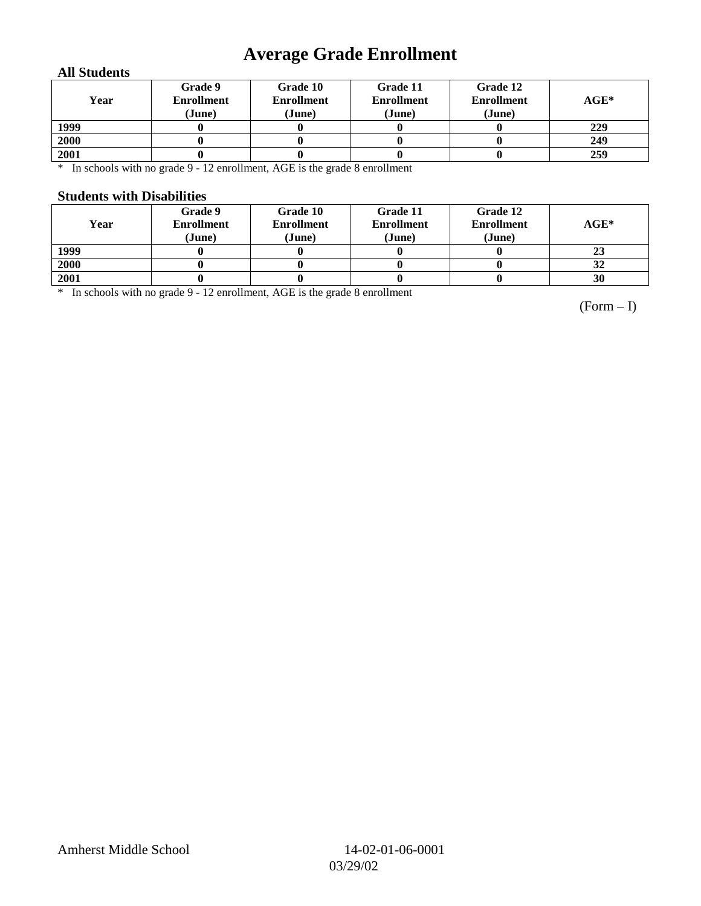# Average Grade Enrollment

### All Students

| Year | Grade 9 Enrollment (June) | Grade 10 Enrollment (June) | Grade 11 Enrollment (June) | Grade 12 Enrollment (June) | AGE* |
|---|---|---|---|---|---|
| 1999 | 0 | 0 | 0 | 0 | 229 |
| 2000 | 0 | 0 | 0 | 0 | 249 |
| 2001 | 0 | 0 | 0 | 0 | 259 |

\* In schools with no grade 9 - 12 enrollment, AGE is the grade 8 enrollment

### Students with Disabilities

| Year | Grade 9 Enrollment (June) | Grade 10 Enrollment (June) | Grade 11 Enrollment (June) | Grade 12 Enrollment (June) | AGE* |
|---|---|---|---|---|---|
| 1999 | 0 | 0 | 0 | 0 | 23 |
| 2000 | 0 | 0 | 0 | 0 | 32 |
| 2001 | 0 | 0 | 0 | 0 | 30 |

\* In schools with no grade 9 - 12 enrollment, AGE is the grade 8 enrollment

(Form – I)

Amherst Middle School 14-02-01-06-0001
03/29/02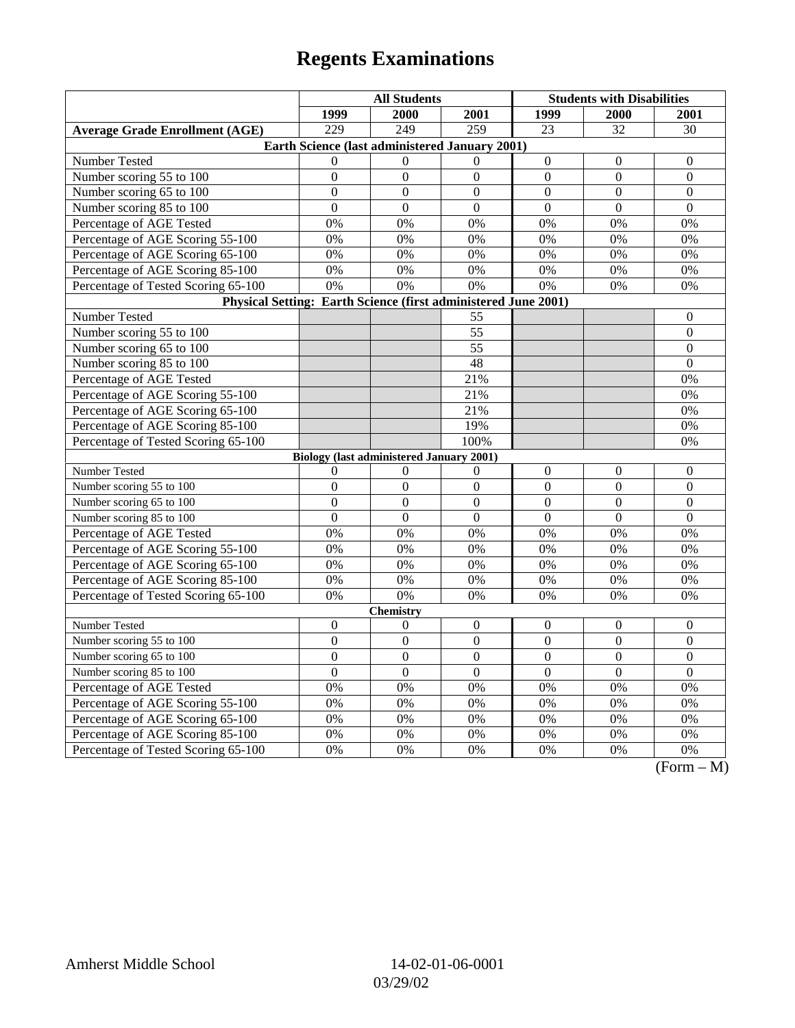# Regents Examinations

| | All Students | | | Students with Disabilities | | |
|---|---|---|---|---|---|---|
| | 1999 | 2000 | 2001 | 1999 | 2000 | 2001 |
| **Average Grade Enrollment (AGE)** | 229 | 249 | 259 | 23 | 32 | 30 |
| **Earth Science (last administered January 2001)** | | | | | | |
| Number Tested | 0 | 0 | 0 | 0 | 0 | 0 |
| Number scoring 55 to 100 | 0 | 0 | 0 | 0 | 0 | 0 |
| Number scoring 65 to 100 | 0 | 0 | 0 | 0 | 0 | 0 |
| Number scoring 85 to 100 | 0 | 0 | 0 | 0 | 0 | 0 |
| Percentage of AGE Tested | 0% | 0% | 0% | 0% | 0% | 0% |
| Percentage of AGE Scoring 55-100 | 0% | 0% | 0% | 0% | 0% | 0% |
| Percentage of AGE Scoring 65-100 | 0% | 0% | 0% | 0% | 0% | 0% |
| Percentage of AGE Scoring 85-100 | 0% | 0% | 0% | 0% | 0% | 0% |
| Percentage of Tested Scoring 65-100 | 0% | 0% | 0% | 0% | 0% | 0% |
| **Physical Setting: Earth Science (first administered June 2001)** | | | | | | |
| Number Tested | | | 55 | | | 0 |
| Number scoring 55 to 100 | | | 55 | | | 0 |
| Number scoring 65 to 100 | | | 55 | | | 0 |
| Number scoring 85 to 100 | | | 48 | | | 0 |
| Percentage of AGE Tested | | | 21% | | | 0% |
| Percentage of AGE Scoring 55-100 | | | 21% | | | 0% |
| Percentage of AGE Scoring 65-100 | | | 21% | | | 0% |
| Percentage of AGE Scoring 85-100 | | | 19% | | | 0% |
| Percentage of Tested Scoring 65-100 | | | 100% | | | 0% |
| **Biology (last administered January 2001)** | | | | | | |
| Number Tested | 0 | 0 | 0 | 0 | 0 | 0 |
| Number scoring 55 to 100 | 0 | 0 | 0 | 0 | 0 | 0 |
| Number scoring 65 to 100 | 0 | 0 | 0 | 0 | 0 | 0 |
| Number scoring 85 to 100 | 0 | 0 | 0 | 0 | 0 | 0 |
| Percentage of AGE Tested | 0% | 0% | 0% | 0% | 0% | 0% |
| Percentage of AGE Scoring 55-100 | 0% | 0% | 0% | 0% | 0% | 0% |
| Percentage of AGE Scoring 65-100 | 0% | 0% | 0% | 0% | 0% | 0% |
| Percentage of AGE Scoring 85-100 | 0% | 0% | 0% | 0% | 0% | 0% |
| Percentage of Tested Scoring 65-100 | 0% | 0% | 0% | 0% | 0% | 0% |
| **Chemistry** | | | | | | |
| Number Tested | 0 | 0 | 0 | 0 | 0 | 0 |
| Number scoring 55 to 100 | 0 | 0 | 0 | 0 | 0 | 0 |
| Number scoring 65 to 100 | 0 | 0 | 0 | 0 | 0 | 0 |
| Number scoring 85 to 100 | 0 | 0 | 0 | 0 | 0 | 0 |
| Percentage of AGE Tested | 0% | 0% | 0% | 0% | 0% | 0% |
| Percentage of AGE Scoring 55-100 | 0% | 0% | 0% | 0% | 0% | 0% |
| Percentage of AGE Scoring 65-100 | 0% | 0% | 0% | 0% | 0% | 0% |
| Percentage of AGE Scoring 85-100 | 0% | 0% | 0% | 0% | 0% | 0% |
| Percentage of Tested Scoring 65-100 | 0% | 0% | 0% | 0% | 0% | 0% |

(Form – M)

Amherst Middle School 14-02-01-06-0001
03/29/02